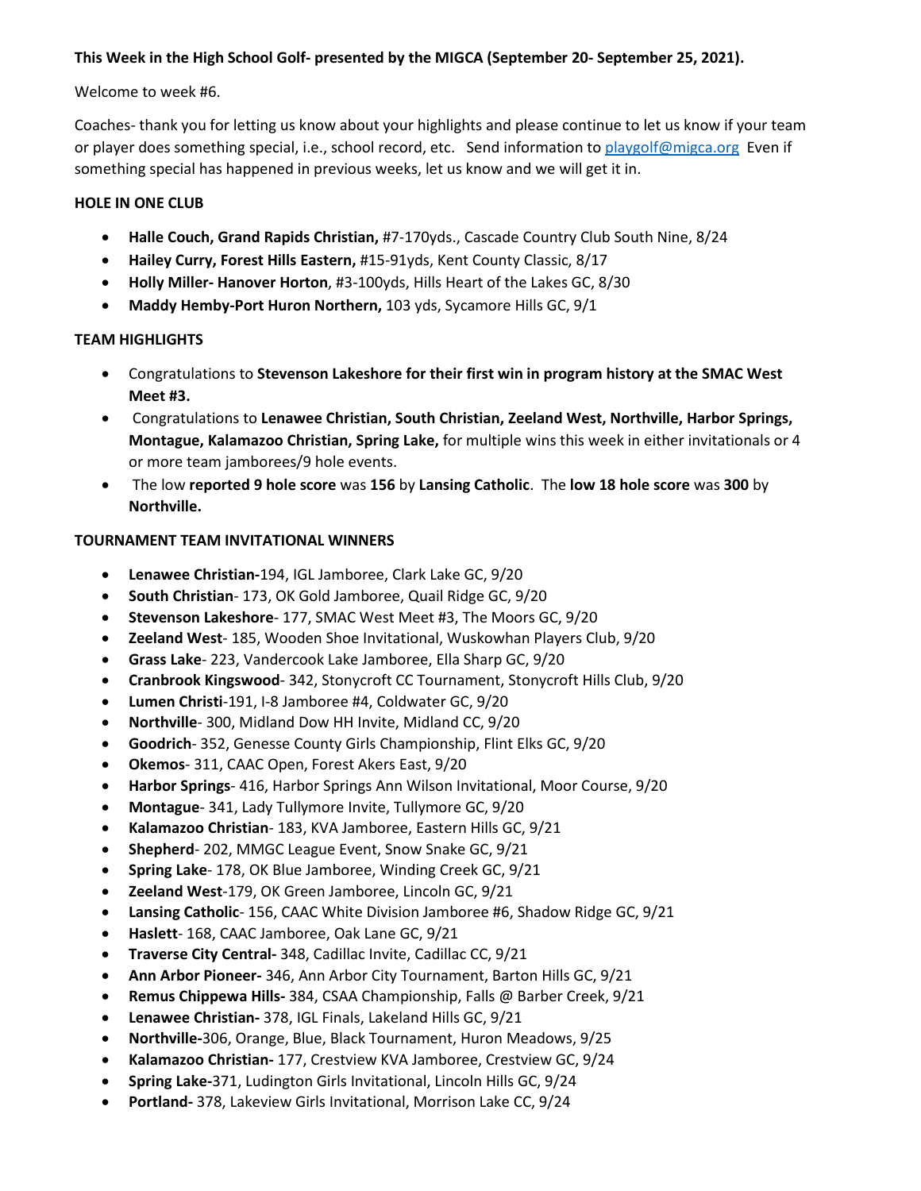**This Week in the High School Golf- presented by the MIGCA (September 20- September 25, 2021).**

Welcome to week #6.

Coaches- thank you for letting us know about your highlights and please continue to let us know if your team or player does something special, i.e., school record, etc. Send information to [playgolf@migca.org](mailto:playgolf@migca.org) Even if something special has happened in previous weeks, let us know and we will get it in.

**HOLE IN ONE CLUB**

- **Halle Couch, Grand Rapids Christian,** #7-170yds., Cascade Country Club South Nine, 8/24
- **Hailey Curry, Forest Hills Eastern,** #15-91yds, Kent County Classic, 8/17
- **Holly Miller- Hanover Horton**, #3-100yds, Hills Heart of the Lakes GC, 8/30
- **Maddy Hemby-Port Huron Northern,** 103 yds, Sycamore Hills GC, 9/1

**TEAM HIGHLIGHTS**

- Congratulations to **Stevenson Lakeshore for their first win in program history at the SMAC West Meet #3.**
- Congratulations to **Lenawee Christian, South Christian, Zeeland West, Northville, Harbor Springs, Montague, Kalamazoo Christian, Spring Lake,** for multiple wins this week in either invitationals or 4 or more team jamborees/9 hole events.
- The low **reported 9 hole score** was **156** by **Lansing Catholic**. The **low 18 hole score** was **300** by **Northville.**

**TOURNAMENT TEAM INVITATIONAL WINNERS**

- **Lenawee Christian-**194, IGL Jamboree, Clark Lake GC, 9/20
- **South Christian**- 173, OK Gold Jamboree, Quail Ridge GC, 9/20
- **Stevenson Lakeshore**- 177, SMAC West Meet #3, The Moors GC, 9/20
- **Zeeland West**- 185, Wooden Shoe Invitational, Wuskowhan Players Club, 9/20
- **Grass Lake**- 223, Vandercook Lake Jamboree, Ella Sharp GC, 9/20
- **Cranbrook Kingswood**- 342, Stonycroft CC Tournament, Stonycroft Hills Club, 9/20
- **Lumen Christi**-191, I-8 Jamboree #4, Coldwater GC, 9/20
- **Northville**- 300, Midland Dow HH Invite, Midland CC, 9/20
- **Goodrich**- 352, Genesse County Girls Championship, Flint Elks GC, 9/20
- **Okemos**- 311, CAAC Open, Forest Akers East, 9/20
- **Harbor Springs**- 416, Harbor Springs Ann Wilson Invitational, Moor Course, 9/20
- **Montague**- 341, Lady Tullymore Invite, Tullymore GC, 9/20
- **Kalamazoo Christian**- 183, KVA Jamboree, Eastern Hills GC, 9/21
- **Shepherd**- 202, MMGC League Event, Snow Snake GC, 9/21
- **Spring Lake**- 178, OK Blue Jamboree, Winding Creek GC, 9/21
- **Zeeland West**-179, OK Green Jamboree, Lincoln GC, 9/21
- **Lansing Catholic**- 156, CAAC White Division Jamboree #6, Shadow Ridge GC, 9/21
- **Haslett**- 168, CAAC Jamboree, Oak Lane GC, 9/21
- **Traverse City Central-** 348, Cadillac Invite, Cadillac CC, 9/21
- **Ann Arbor Pioneer-** 346, Ann Arbor City Tournament, Barton Hills GC, 9/21
- **Remus Chippewa Hills-** 384, CSAA Championship, Falls @ Barber Creek, 9/21
- **Lenawee Christian-** 378, IGL Finals, Lakeland Hills GC, 9/21
- **Northville-**306, Orange, Blue, Black Tournament, Huron Meadows, 9/25
- **Kalamazoo Christian-** 177, Crestview KVA Jamboree, Crestview GC, 9/24
- **Spring Lake-**371, Ludington Girls Invitational, Lincoln Hills GC, 9/24
- **Portland-** 378, Lakeview Girls Invitational, Morrison Lake CC, 9/24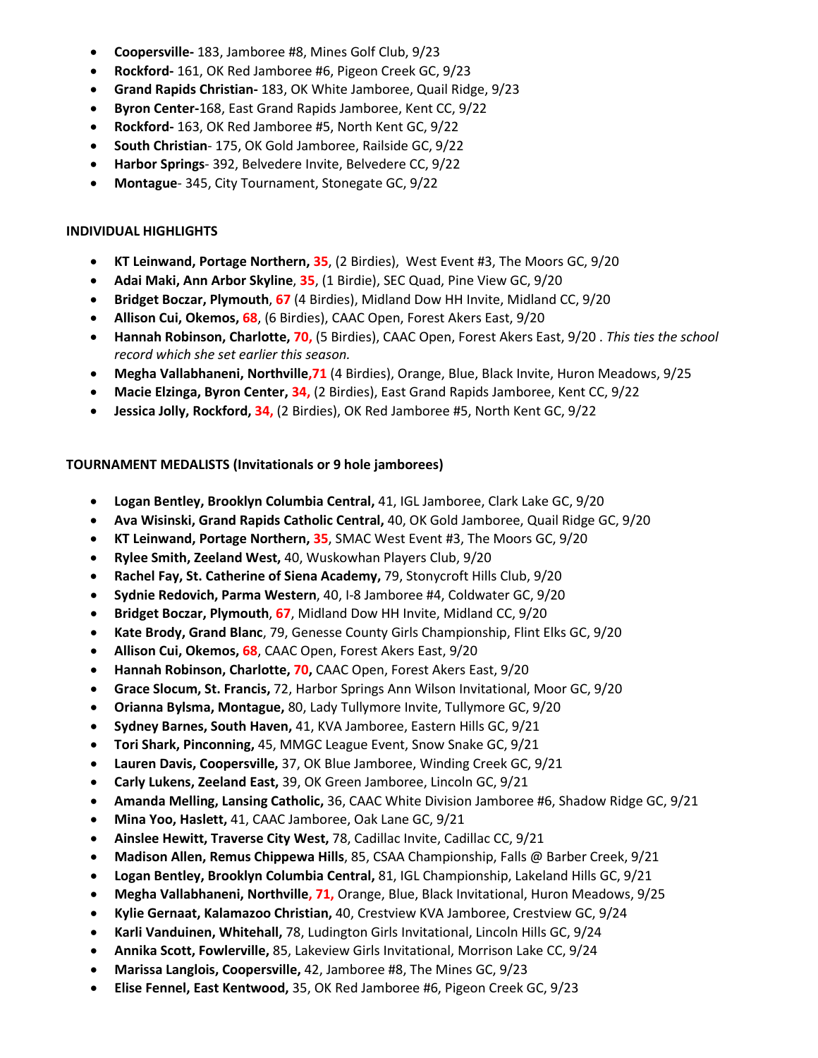- **Coopersville-** 183, Jamboree #8, Mines Golf Club, 9/23
- **Rockford-** 161, OK Red Jamboree #6, Pigeon Creek GC, 9/23
- **Grand Rapids Christian-** 183, OK White Jamboree, Quail Ridge, 9/23
- **Byron Center-**168, East Grand Rapids Jamboree, Kent CC, 9/22
- **Rockford-** 163, OK Red Jamboree #5, North Kent GC, 9/22
- **South Christian**- 175, OK Gold Jamboree, Railside GC, 9/22
- **Harbor Springs**- 392, Belvedere Invite, Belvedere CC, 9/22
- **Montague**- 345, City Tournament, Stonegate GC, 9/22

**INDIVIDUAL HIGHLIGHTS**

- **KT Leinwand, Portage Northern, 35**, (2 Birdies), West Event #3, The Moors GC, 9/20
- **Adai Maki, Ann Arbor Skyline**, **35**, (1 Birdie), SEC Quad, Pine View GC, 9/20
- **Bridget Boczar, Plymouth**, **67** (4 Birdies), Midland Dow HH Invite, Midland CC, 9/20
- **Allison Cui, Okemos, 68**, (6 Birdies), CAAC Open, Forest Akers East, 9/20
- **Hannah Robinson, Charlotte, 70,** (5 Birdies), CAAC Open, Forest Akers East, 9/20 . *This ties the school record which she set earlier this season.*
- **Megha Vallabhaneni, Northville,71** (4 Birdies), Orange, Blue, Black Invite, Huron Meadows, 9/25
- **Macie Elzinga, Byron Center, 34,** (2 Birdies), East Grand Rapids Jamboree, Kent CC, 9/22
- **Jessica Jolly, Rockford, 34,** (2 Birdies), OK Red Jamboree #5, North Kent GC, 9/22

**TOURNAMENT MEDALISTS (Invitationals or 9 hole jamborees)**

- **Logan Bentley, Brooklyn Columbia Central,** 41, IGL Jamboree, Clark Lake GC, 9/20
- **Ava Wisinski, Grand Rapids Catholic Central,** 40, OK Gold Jamboree, Quail Ridge GC, 9/20
- **KT Leinwand, Portage Northern, 35**, SMAC West Event #3, The Moors GC, 9/20
- **Rylee Smith, Zeeland West,** 40, Wuskowhan Players Club, 9/20
- **Rachel Fay, St. Catherine of Siena Academy,** 79, Stonycroft Hills Club, 9/20
- **Sydnie Redovich, Parma Western**, 40, I-8 Jamboree #4, Coldwater GC, 9/20
- **Bridget Boczar, Plymouth**, **67**, Midland Dow HH Invite, Midland CC, 9/20
- **Kate Brody, Grand Blanc**, 79, Genesse County Girls Championship, Flint Elks GC, 9/20
- **Allison Cui, Okemos, 68**, CAAC Open, Forest Akers East, 9/20
- **Hannah Robinson, Charlotte, 70,** CAAC Open, Forest Akers East, 9/20
- **Grace Slocum, St. Francis,** 72, Harbor Springs Ann Wilson Invitational, Moor GC, 9/20
- **Orianna Bylsma, Montague,** 80, Lady Tullymore Invite, Tullymore GC, 9/20
- **Sydney Barnes, South Haven,** 41, KVA Jamboree, Eastern Hills GC, 9/21
- **Tori Shark, Pinconning,** 45, MMGC League Event, Snow Snake GC, 9/21
- **Lauren Davis, Coopersville,** 37, OK Blue Jamboree, Winding Creek GC, 9/21
- **Carly Lukens, Zeeland East,** 39, OK Green Jamboree, Lincoln GC, 9/21
- **Amanda Melling, Lansing Catholic,** 36, CAAC White Division Jamboree #6, Shadow Ridge GC, 9/21
- **Mina Yoo, Haslett,** 41, CAAC Jamboree, Oak Lane GC, 9/21
- **Ainslee Hewitt, Traverse City West,** 78, Cadillac Invite, Cadillac CC, 9/21
- **Madison Allen, Remus Chippewa Hills**, 85, CSAA Championship, Falls @ Barber Creek, 9/21
- **Logan Bentley, Brooklyn Columbia Central,** 81, IGL Championship, Lakeland Hills GC, 9/21
- **Megha Vallabhaneni, Northville**, **71,** Orange, Blue, Black Invitational, Huron Meadows, 9/25
- **Kylie Gernaat, Kalamazoo Christian,** 40, Crestview KVA Jamboree, Crestview GC, 9/24
- **Karli Vanduinen, Whitehall,** 78, Ludington Girls Invitational, Lincoln Hills GC, 9/24
- **Annika Scott, Fowlerville,** 85, Lakeview Girls Invitational, Morrison Lake CC, 9/24
- **Marissa Langlois, Coopersville,** 42, Jamboree #8, The Mines GC, 9/23
- **Elise Fennel, East Kentwood,** 35, OK Red Jamboree #6, Pigeon Creek GC, 9/23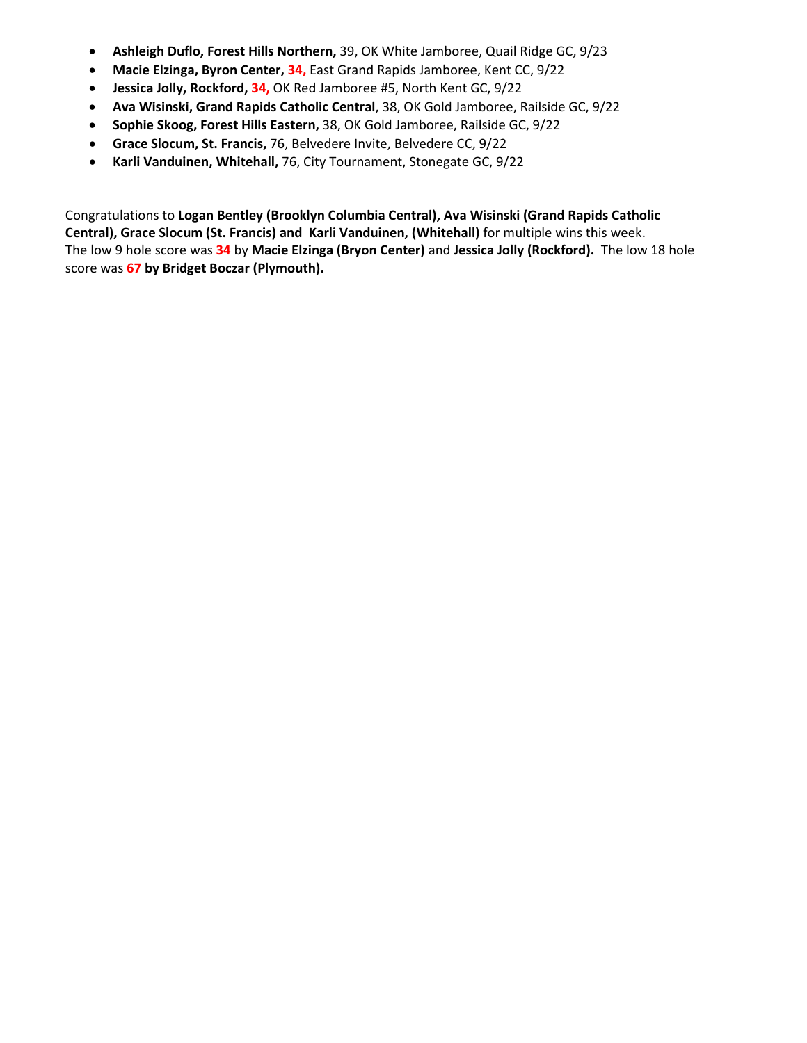- **Ashleigh Duflo, Forest Hills Northern,** 39, OK White Jamboree, Quail Ridge GC, 9/23
- **Macie Elzinga, Byron Center, 34,** East Grand Rapids Jamboree, Kent CC, 9/22
- **Jessica Jolly, Rockford, 34,** OK Red Jamboree #5, North Kent GC, 9/22
- **Ava Wisinski, Grand Rapids Catholic Central**, 38, OK Gold Jamboree, Railside GC, 9/22
- **Sophie Skoog, Forest Hills Eastern,** 38, OK Gold Jamboree, Railside GC, 9/22
- **Grace Slocum, St. Francis,** 76, Belvedere Invite, Belvedere CC, 9/22
- **Karli Vanduinen, Whitehall,** 76, City Tournament, Stonegate GC, 9/22

Congratulations to **Logan Bentley (Brooklyn Columbia Central), Ava Wisinski (Grand Rapids Catholic Central), Grace Slocum (St. Francis) and Karli Vanduinen, (Whitehall)** for multiple wins this week. The low 9 hole score was **34** by **Macie Elzinga (Bryon Center)** and **Jessica Jolly (Rockford).** The low 18 hole score was **67 by Bridget Boczar (Plymouth).**